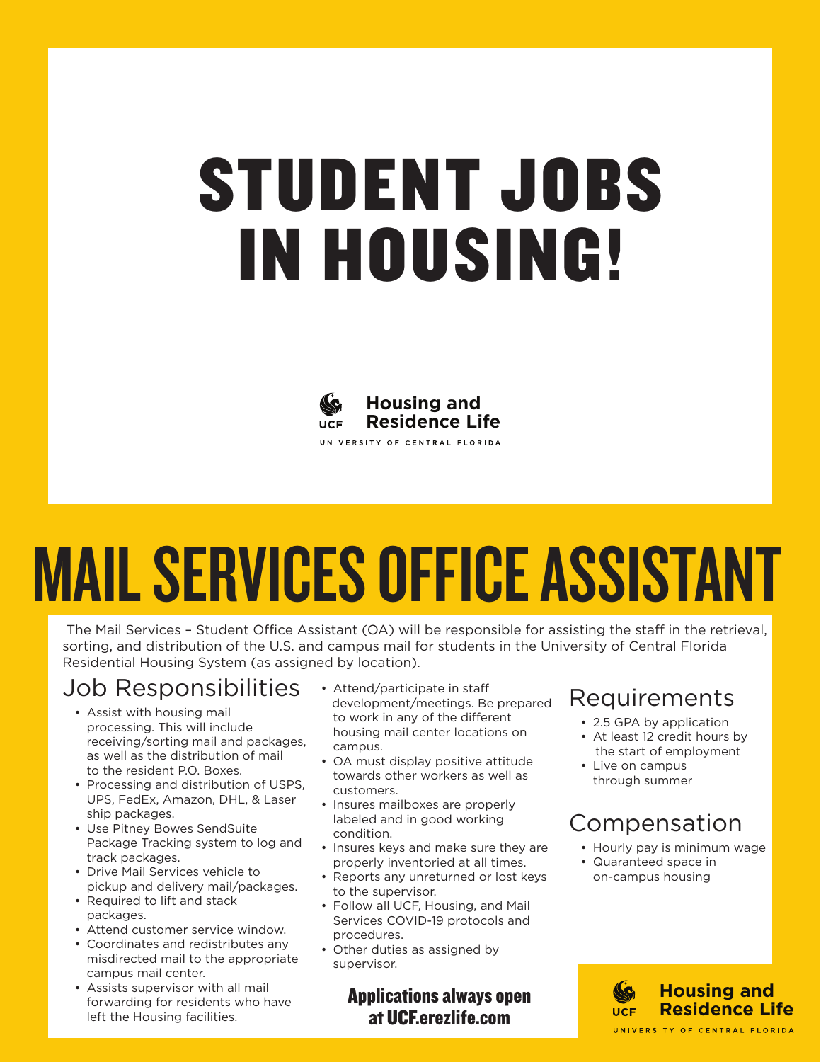# STUDENT JOBS IN HOUSING!

UCF | Housing and Residence Life

UNIVERSITY OF CENTRAL FLORIDA

# MAIL SERVICES OFFICE ASSISTANT

The Mail Services – Student Office Assistant (OA) will be responsible for assisting the staff in the retrieval, sorting, and distribution of the U.S. and campus mail for students in the University of Central Florida Residential Housing System (as assigned by location).

## Job Responsibilities

- Assist with housing mail processing. This will include receiving/sorting mail and packages, as well as the distribution of mail to the resident P.O. Boxes.
- Processing and distribution of USPS, UPS, FedEx, Amazon, DHL, & Laser ship packages.
- Use Pitney Bowes SendSuite Package Tracking system to log and track packages.
- Drive Mail Services vehicle to pickup and delivery mail/packages.
- Required to lift and stack packages.
- Attend customer service window.
- Coordinates and redistributes any misdirected mail to the appropriate campus mail center.
- Assists supervisor with all mail forwarding for residents who have left the Housing facilities.
- Attend/participate in staff development/meetings. Be prepared to work in any of the different housing mail center locations on campus.
- OA must display positive attitude towards other workers as well as customers.
- Insures mailboxes are properly labeled and in good working condition.
- Insures keys and make sure they are properly inventoried at all times.
- Reports any unreturned or lost keys to the supervisor.
- Follow all UCF, Housing, and Mail Services COVID-19 protocols and procedures.
- Other duties as assigned by supervisor.

**Applications always open at UCF.erezlife.com**

## Requirements

- 2.5 GPA by application
- At least 12 credit hours by the start of employment
- Live on campus through summer

## Compensation

- Hourly pay is minimum wage
- Guaranteed space in on-campus housing

UCF | Housing and Residence Life

UNIVERSITY OF CENTRAL FLORIDA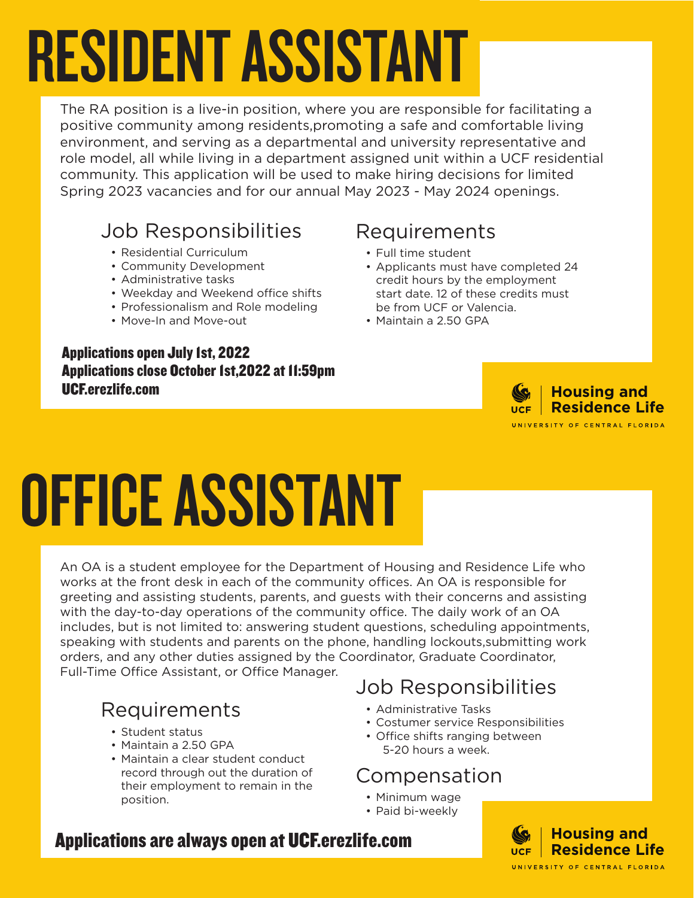# RESIDENT ASSISTANT

The RA position is a live-in position, where you are responsible for facilitating a positive community among residents,promoting a safe and comfortable living environment, and serving as a departmental and university representative and role model, all while living in a department assigned unit within a UCF residential community. This application will be used to make hiring decisions for limited Spring 2023 vacancies and for our annual May 2023 - May 2024 openings.

## Job Responsibilities

- Residential Curriculum
- Community Development
- Administrative tasks
- Weekday and Weekend office shifts
- Professionalism and Role modeling
- Move-In and Move-out

## Requirements

- Full time student
- Applicants must have completed 24 credit hours by the employment start date. 12 of these credits must be from UCF or Valencia.
- Maintain a 2.50 GPA

**Applications open July 1st, 2022**
**Applications close October 1st,2022 at 11:59pm**
**UCF.erezlife.com**

UCF | Housing and Residence Life
UNIVERSITY OF CENTRAL FLORIDA

# OFFICE ASSISTANT

An OA is a student employee for the Department of Housing and Residence Life who works at the front desk in each of the community offices. An OA is responsible for greeting and assisting students, parents, and guests with their concerns and assisting with the day-to-day operations of the community office. The daily work of an OA includes, but is not limited to: answering student questions, scheduling appointments, speaking with students and parents on the phone, handling lockouts,submitting work orders, and any other duties assigned by the Coordinator, Graduate Coordinator, Full-Time Office Assistant, or Office Manager.

## Requirements

- Student status
- Maintain a 2.50 GPA
- Maintain a clear student conduct record through out the duration of their employment to remain in the position.

## Job Responsibilities

- Administrative Tasks
- Costumer service Responsibilities
- Office shifts ranging between 5-20 hours a week.

## Compensation

- Minimum wage
- Paid bi-weekly

**Applications are always open at UCF.erezlife.com**

UCF | Housing and Residence Life
UNIVERSITY OF CENTRAL FLORIDA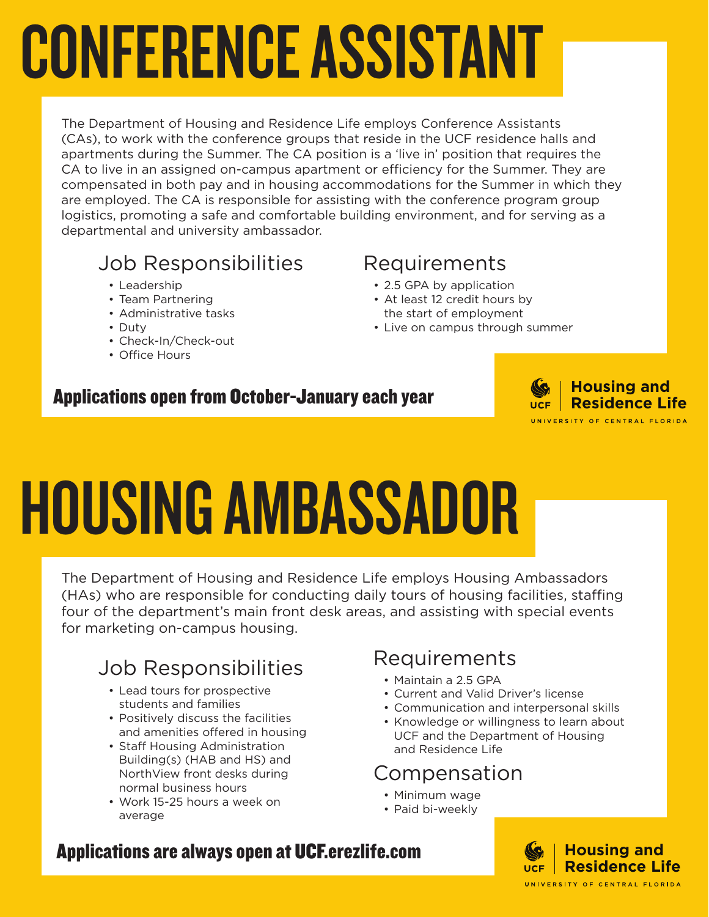# CONFERENCE ASSISTANT

The Department of Housing and Residence Life employs Conference Assistants (CAs), to work with the conference groups that reside in the UCF residence halls and apartments during the Summer. The CA position is a 'live in' position that requires the CA to live in an assigned on-campus apartment or efficiency for the Summer. They are compensated in both pay and in housing accommodations for the Summer in which they are employed. The CA is responsible for assisting with the conference program group logistics, promoting a safe and comfortable building environment, and for serving as a departmental and university ambassador.

## Job Responsibilities

- Leadership
- Team Partnering
- Administrative tasks
- Duty
- Check-In/Check-out
- Office Hours

## Requirements

- 2.5 GPA by application
- At least 12 credit hours by the start of employment
- Live on campus through summer

**Applications open from October-January each year**

UCF | Housing and Residence Life
UNIVERSITY OF CENTRAL FLORIDA

# HOUSING AMBASSADOR

The Department of Housing and Residence Life employs Housing Ambassadors (HAs) who are responsible for conducting daily tours of housing facilities, staffing four of the department's main front desk areas, and assisting with special events for marketing on-campus housing.

## Job Responsibilities

- Lead tours for prospective students and families
- Positively discuss the facilities and amenities offered in housing
- Staff Housing Administration Building(s) (HAB and HS) and NorthView front desks during normal business hours
- Work 15-25 hours a week on average

## Requirements

- Maintain a 2.5 GPA
- Current and Valid Driver's license
- Communication and interpersonal skills
- Knowledge or willingness to learn about UCF and the Department of Housing and Residence Life

## Compensation

- Minimum wage
- Paid bi-weekly

**Applications are always open at UCF.erezlife.com**

UCF | Housing and Residence Life
UNIVERSITY OF CENTRAL FLORIDA